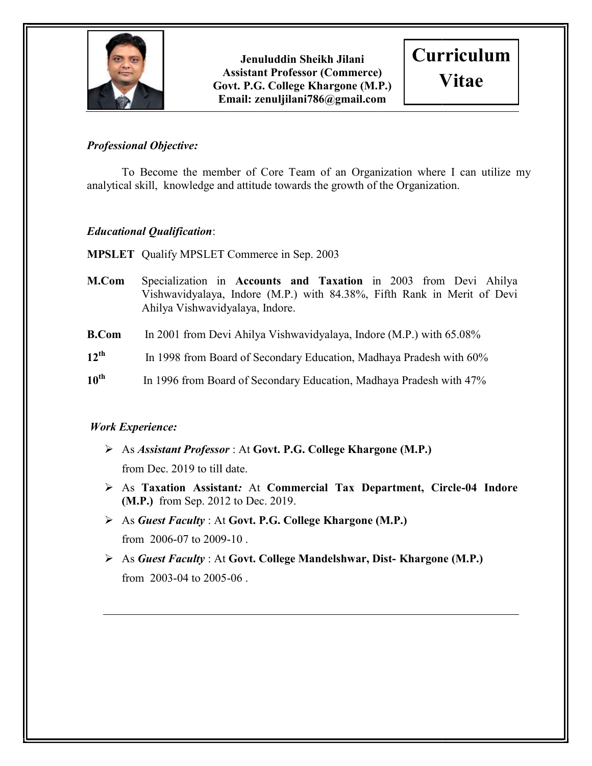**Jenuluddin Sheikh Jilani**
**Assistant Professor (Commerce)**
**Govt. P.G. College Khargone (M.P.)**
**Email: zenuljilani786@gmail.com**

# Curriculum Vitae

***Professional Objective:***

To Become the member of Core Team of an Organization where I can utilize my analytical skill, knowledge and attitude towards the growth of the Organization.

***Educational Qualification***:

**MPSLET** Qualify MPSLET Commerce in Sep. 2003

**M.Com** Specialization in **Accounts and Taxation** in 2003 from Devi Ahilya Vishwavidyalaya, Indore (M.P.) with 84.38%, Fifth Rank in Merit of Devi Ahilya Vishwavidyalaya, Indore.

**B.Com** In 2001 from Devi Ahilya Vishwavidyalaya, Indore (M.P.) with 65.08%

**12th** In 1998 from Board of Secondary Education, Madhaya Pradesh with 60%

**10th** In 1996 from Board of Secondary Education, Madhaya Pradesh with 47%

***Work Experience:***

- As ***Assistant Professor*** : At **Govt. P.G. College Khargone (M.P.)** from Dec. 2019 to till date.
- As **Taxation Assistant*:*** At **Commercial Tax Department, Circle-04 Indore (M.P.)** from Sep. 2012 to Dec. 2019.
- As ***Guest Faculty*** : At **Govt. P.G. College Khargone (M.P.)** from 2006-07 to 2009-10 .
- As ***Guest Faculty*** : At **Govt. College Mandelshwar, Dist- Khargone (M.P.)** from 2003-04 to 2005-06 .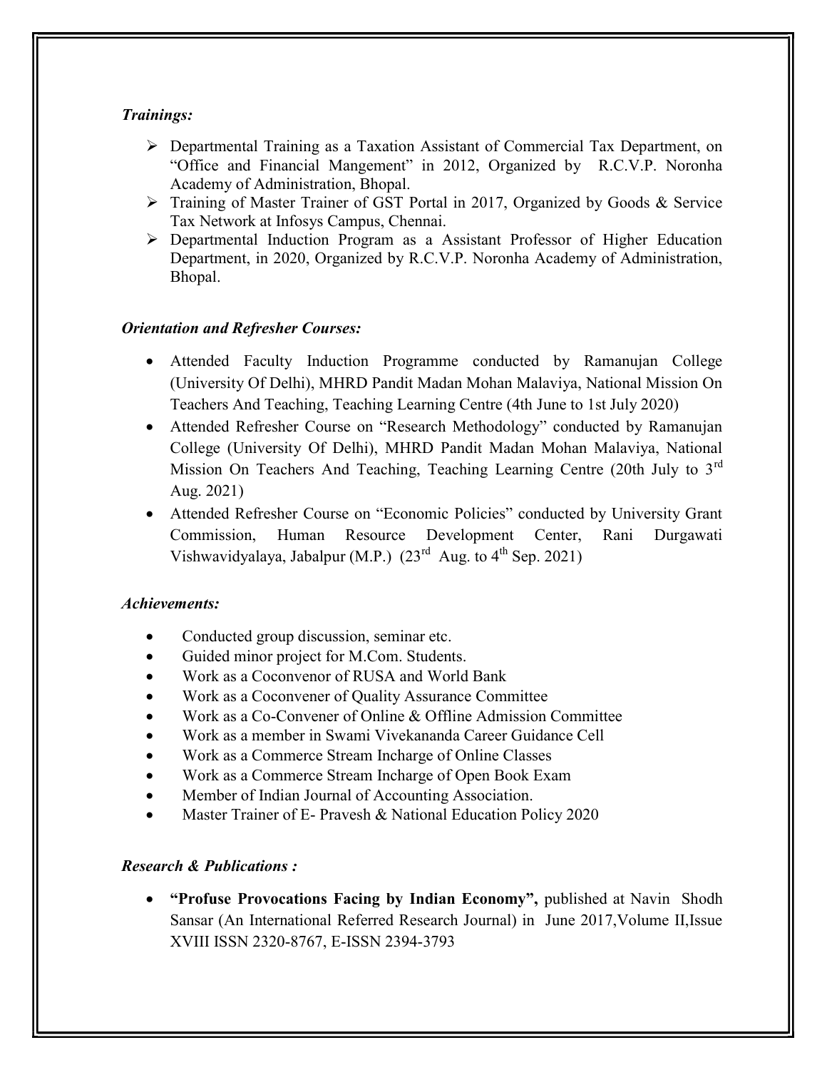### *Trainings:*

- Departmental Training as a Taxation Assistant of Commercial Tax Department, on "Office and Financial Mangement" in 2012, Organized by R.C.V.P. Noronha Academy of Administration, Bhopal.
- Training of Master Trainer of GST Portal in 2017, Organized by Goods & Service Tax Network at Infosys Campus, Chennai.
- Departmental Induction Program as a Assistant Professor of Higher Education Department, in 2020, Organized by R.C.V.P. Noronha Academy of Administration, Bhopal.

### *Orientation and Refresher Courses:*

- Attended Faculty Induction Programme conducted by Ramanujan College (University Of Delhi), MHRD Pandit Madan Mohan Malaviya, National Mission On Teachers And Teaching, Teaching Learning Centre (4th June to 1st July 2020)
- Attended Refresher Course on "Research Methodology" conducted by Ramanujan College (University Of Delhi), MHRD Pandit Madan Mohan Malaviya, National Mission On Teachers And Teaching, Teaching Learning Centre (20th July to 3rd Aug. 2021)
- Attended Refresher Course on "Economic Policies" conducted by University Grant Commission, Human Resource Development Center, Rani Durgawati Vishwavidyalaya, Jabalpur (M.P.) (23rd Aug. to 4th Sep. 2021)

### *Achievements:*

- Conducted group discussion, seminar etc.
- Guided minor project for M.Com. Students.
- Work as a Coconvenor of RUSA and World Bank
- Work as a Coconvener of Quality Assurance Committee
- Work as a Co-Convener of Online & Offline Admission Committee
- Work as a member in Swami Vivekananda Career Guidance Cell
- Work as a Commerce Stream Incharge of Online Classes
- Work as a Commerce Stream Incharge of Open Book Exam
- Member of Indian Journal of Accounting Association.
- Master Trainer of E- Pravesh & National Education Policy 2020

### *Research & Publications :*

- **"Profuse Provocations Facing by Indian Economy",** published at Navin Shodh Sansar (An International Referred Research Journal) in June 2017,Volume II,Issue XVIII ISSN 2320-8767, E-ISSN 2394-3793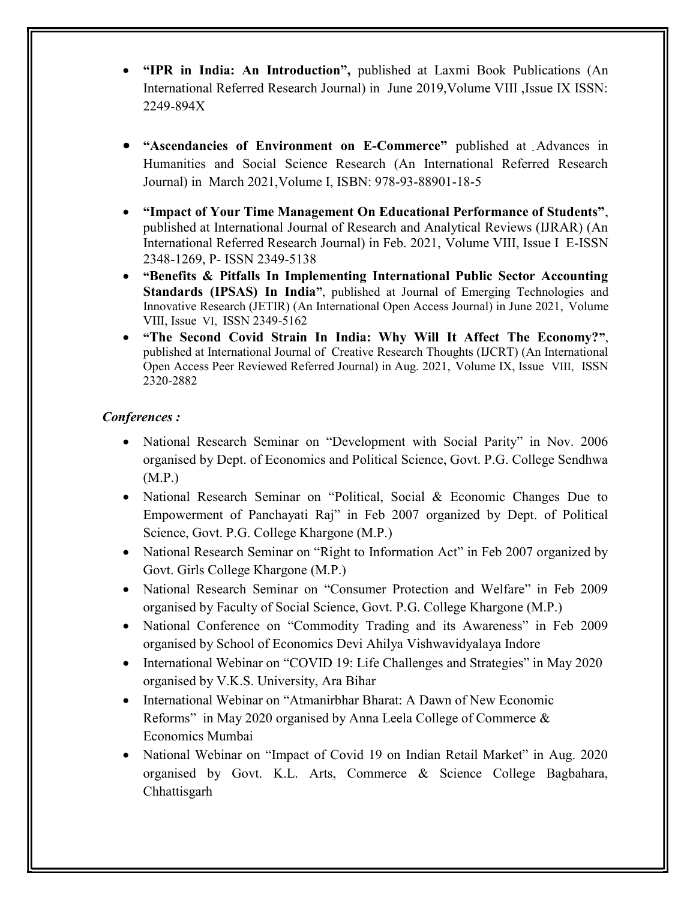- **"IPR in India: An Introduction",** published at Laxmi Book Publications (An International Referred Research Journal) in June 2019,Volume VIII ,Issue IX ISSN: 2249-894X

- **"Ascendancies of Environment on E-Commerce"** published at Advances in Humanities and Social Science Research (An International Referred Research Journal) in March 2021,Volume I, ISBN: 978-93-88901-18-5

- **"Impact of Your Time Management On Educational Performance of Students"**, published at International Journal of Research and Analytical Reviews (IJRAR) (An International Referred Research Journal) in Feb. 2021, Volume VIII, Issue I E-ISSN 2348-1269, P- ISSN 2349-5138
- **"Benefits & Pitfalls In Implementing International Public Sector Accounting Standards (IPSAS) In India"**, published at Journal of Emerging Technologies and Innovative Research (JETIR) (An International Open Access Journal) in June 2021, Volume VIII, Issue VI, ISSN 2349-5162
- **"The Second Covid Strain In India: Why Will It Affect The Economy?"**, published at International Journal of Creative Research Thoughts (IJCRT) (An International Open Access Peer Reviewed Referred Journal) in Aug. 2021, Volume IX, Issue VIII, ISSN 2320-2882

***Conferences :***

- National Research Seminar on "Development with Social Parity" in Nov. 2006 organised by Dept. of Economics and Political Science, Govt. P.G. College Sendhwa (M.P.)
- National Research Seminar on "Political, Social & Economic Changes Due to Empowerment of Panchayati Raj" in Feb 2007 organized by Dept. of Political Science, Govt. P.G. College Khargone (M.P.)
- National Research Seminar on "Right to Information Act" in Feb 2007 organized by Govt. Girls College Khargone (M.P.)
- National Research Seminar on "Consumer Protection and Welfare" in Feb 2009 organised by Faculty of Social Science, Govt. P.G. College Khargone (M.P.)
- National Conference on "Commodity Trading and its Awareness" in Feb 2009 organised by School of Economics Devi Ahilya Vishwavidyalaya Indore
- International Webinar on "COVID 19: Life Challenges and Strategies" in May 2020 organised by V.K.S. University, Ara Bihar
- International Webinar on "Atmanirbhar Bharat: A Dawn of New Economic Reforms" in May 2020 organised by Anna Leela College of Commerce & Economics Mumbai
- National Webinar on "Impact of Covid 19 on Indian Retail Market" in Aug. 2020 organised by Govt. K.L. Arts, Commerce & Science College Bagbahara, Chhattisgarh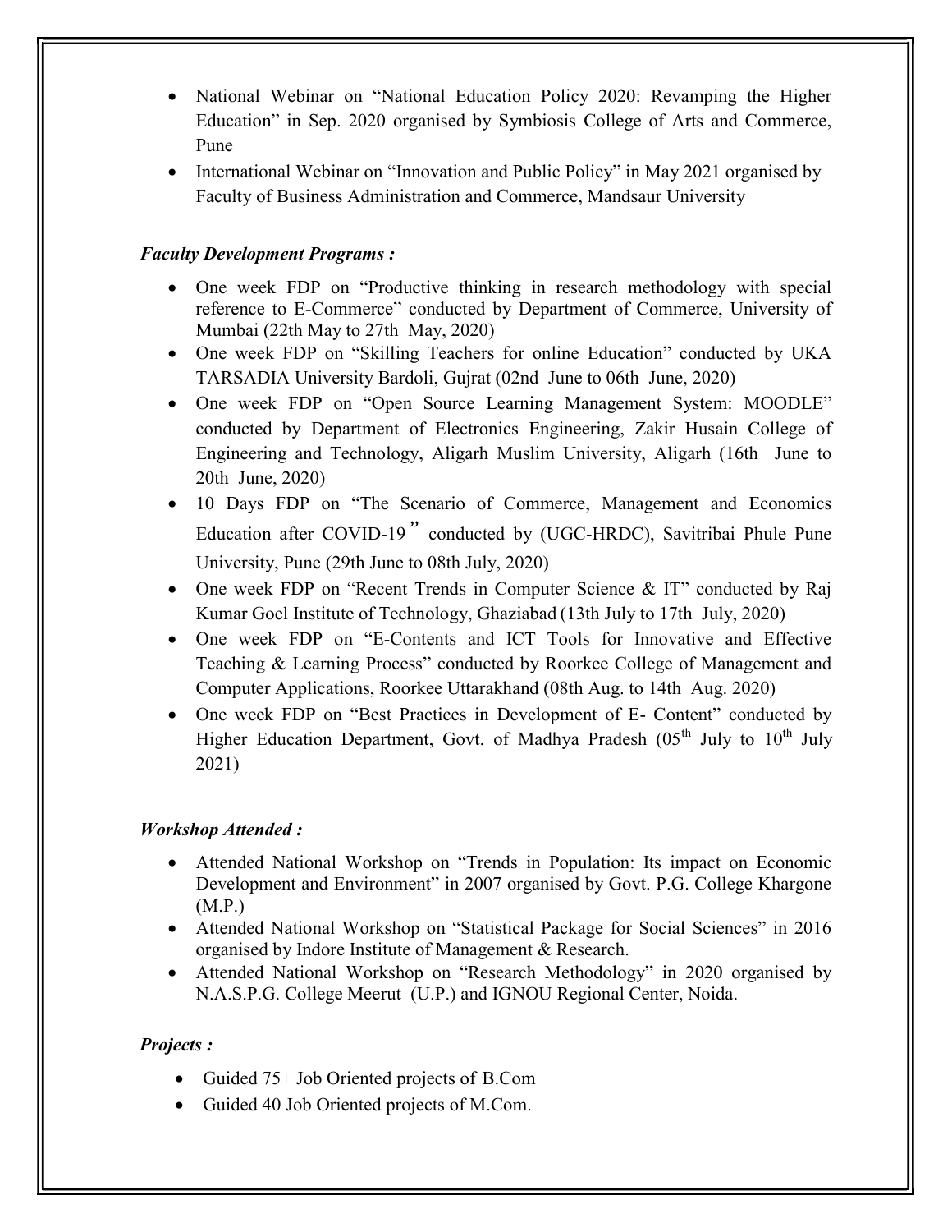- National Webinar on "National Education Policy 2020: Revamping the Higher Education" in Sep. 2020 organised by Symbiosis College of Arts and Commerce, Pune
- International Webinar on "Innovation and Public Policy" in May 2021 organised by Faculty of Business Administration and Commerce, Mandsaur University

***Faculty Development Programs :***

- One week FDP on "Productive thinking in research methodology with special reference to E-Commerce" conducted by Department of Commerce, University of Mumbai (22th May to 27th May, 2020)
- One week FDP on "Skilling Teachers for online Education" conducted by UKA TARSADIA University Bardoli, Gujrat (02nd June to 06th June, 2020)
- One week FDP on "Open Source Learning Management System: MOODLE" conducted by Department of Electronics Engineering, Zakir Husain College of Engineering and Technology, Aligarh Muslim University, Aligarh (16th June to 20th June, 2020)
- 10 Days FDP on "The Scenario of Commerce, Management and Economics Education after COVID-19" conducted by (UGC-HRDC), Savitribai Phule Pune University, Pune (29th June to 08th July, 2020)
- One week FDP on "Recent Trends in Computer Science & IT" conducted by Raj Kumar Goel Institute of Technology, Ghaziabad (13th July to 17th July, 2020)
- One week FDP on "E-Contents and ICT Tools for Innovative and Effective Teaching & Learning Process" conducted by Roorkee College of Management and Computer Applications, Roorkee Uttarakhand (08th Aug. to 14th Aug. 2020)
- One week FDP on "Best Practices in Development of E- Content" conducted by Higher Education Department, Govt. of Madhya Pradesh (05th July to 10th July 2021)

***Workshop Attended :***

- Attended National Workshop on "Trends in Population: Its impact on Economic Development and Environment" in 2007 organised by Govt. P.G. College Khargone (M.P.)
- Attended National Workshop on "Statistical Package for Social Sciences" in 2016 organised by Indore Institute of Management & Research.
- Attended National Workshop on "Research Methodology" in 2020 organised by N.A.S.P.G. College Meerut (U.P.) and IGNOU Regional Center, Noida.

***Projects :***

- Guided 75+ Job Oriented projects of B.Com
- Guided 40 Job Oriented projects of M.Com.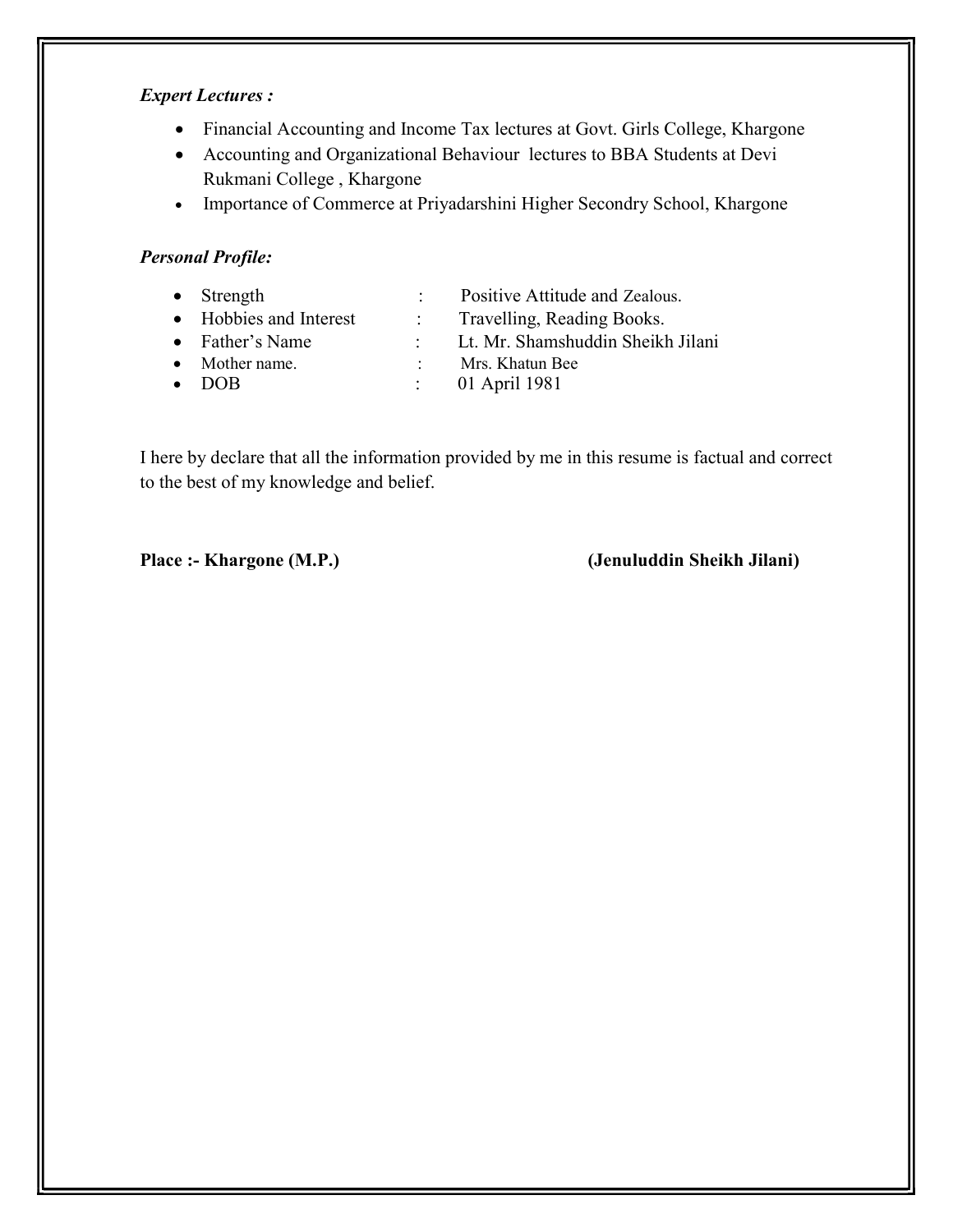***Expert Lectures :***

- Financial Accounting and Income Tax lectures at Govt. Girls College, Khargone
- Accounting and Organizational Behaviour lectures to BBA Students at Devi Rukmani College , Khargone
- Importance of Commerce at Priyadarshini Higher Secondry School, Khargone

***Personal Profile:***

- Strength : Positive Attitude and Zealous.
- Hobbies and Interest : Travelling, Reading Books.
- Father's Name : Lt. Mr. Shamshuddin Sheikh Jilani
- Mother name. : Mrs. Khatun Bee
- DOB : 01 April 1981

I here by declare that all the information provided by me in this resume is factual and correct to the best of my knowledge and belief.

**Place :- Khargone (M.P.)** **(Jenuluddin Sheikh Jilani)**